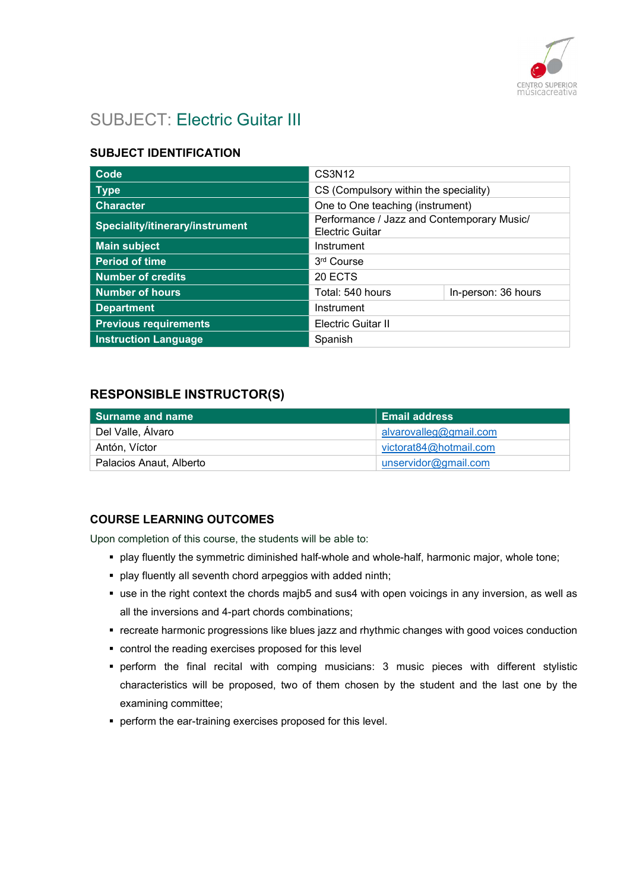# SUBJECT: Electric Guitar III

## SUBJECT IDENTIFICATION

| Code | CS3N12 | |
|---|---|---|
| Type | CS (Compulsory within the speciality) | |
| Character | One to One teaching (instrument) | |
| Speciality/itinerary/instrument | Performance / Jazz and Contemporary Music/ Electric Guitar | |
| Main subject | Instrument | |
| Period of time | 3rd Course | |
| Number of credits | 20 ECTS | |
| Number of hours | Total: 540 hours | In-person: 36 hours |
| Department | Instrument | |
| Previous requirements | Electric Guitar II | |
| Instruction Language | Spanish | |

## RESPONSIBLE INSTRUCTOR(S)

| Surname and name | Email address |
|---|---|
| Del Valle, Álvaro | alvarovalleg@gmail.com |
| Antón, Víctor | victorat84@hotmail.com |
| Palacios Anaut, Alberto | unservidor@gmail.com |

## COURSE LEARNING OUTCOMES

Upon completion of this course, the students will be able to:

- play fluently the symmetric diminished half-whole and whole-half, harmonic major, whole tone;
- play fluently all seventh chord arpeggios with added ninth;
- use in the right context the chords majb5 and sus4 with open voicings in any inversion, as well as all the inversions and 4-part chords combinations;
- recreate harmonic progressions like blues jazz and rhythmic changes with good voices conduction
- control the reading exercises proposed for this level
- perform the final recital with comping musicians: 3 music pieces with different stylistic characteristics will be proposed, two of them chosen by the student and the last one by the examining committee;
- perform the ear-training exercises proposed for this level.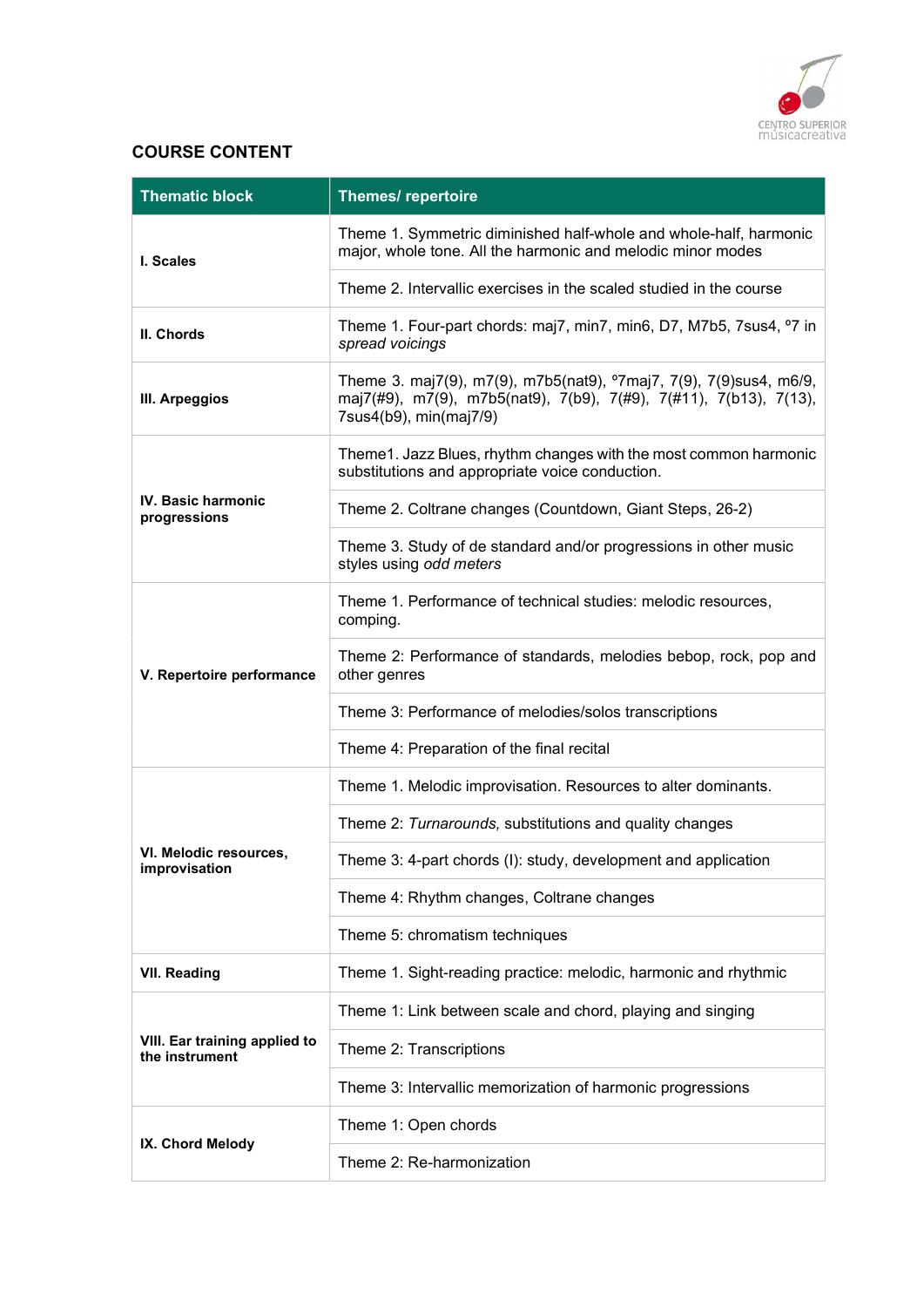## COURSE CONTENT

| Thematic block | Themes/ repertoire |
| --- | --- |
| **I. Scales** | Theme 1. Symmetric diminished half-whole and whole-half, harmonic major, whole tone. All the harmonic and melodic minor modes |
| | Theme 2. Intervallic exercises in the scaled studied in the course |
| **II. Chords** | Theme 1. Four-part chords: maj7, min7, min6, D7, M7b5, 7sus4, º7 in *spread voicings* |
| **III. Arpeggios** | Theme 3. maj7(9), m7(9), m7b5(nat9), º7maj7, 7(9), 7(9)sus4, m6/9, maj7(#9), m7(9), m7b5(nat9), 7(b9), 7(#9), 7(#11), 7(b13), 7(13), 7sus4(b9), min(maj7/9) |
| **IV. Basic harmonic progressions** | Theme1. Jazz Blues, rhythm changes with the most common harmonic substitutions and appropriate voice conduction. |
| | Theme 2. Coltrane changes (Countdown, Giant Steps, 26-2) |
| | Theme 3. Study of de standard and/or progressions in other music styles using *odd meters* |
| **V. Repertoire performance** | Theme 1. Performance of technical studies: melodic resources, comping. |
| | Theme 2: Performance of standards, melodies bebop, rock, pop and other genres |
| | Theme 3: Performance of melodies/solos transcriptions |
| | Theme 4: Preparation of the final recital |
| **VI. Melodic resources, improvisation** | Theme 1. Melodic improvisation. Resources to alter dominants. |
| | Theme 2: *Turnarounds,* substitutions and quality changes |
| | Theme 3: 4-part chords (I): study, development and application |
| | Theme 4: Rhythm changes, Coltrane changes |
| | Theme 5: chromatism techniques |
| **VII. Reading** | Theme 1. Sight-reading practice: melodic, harmonic and rhythmic |
| **VIII. Ear training applied to the instrument** | Theme 1: Link between scale and chord, playing and singing |
| | Theme 2: Transcriptions |
| | Theme 3: Intervallic memorization of harmonic progressions |
| **IX. Chord Melody** | Theme 1: Open chords |
| | Theme 2: Re-harmonization |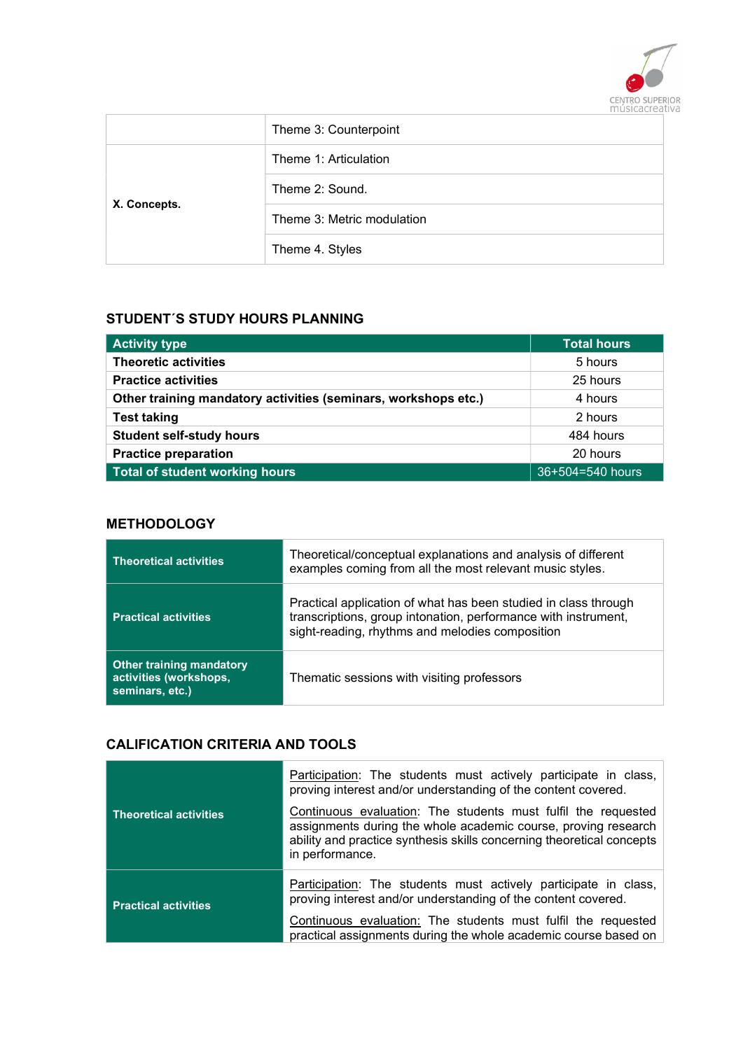| | |
|---|---|
| | Theme 3: Counterpoint |
| **X. Concepts.** | Theme 1: Articulation |
| | Theme 2: Sound. |
| | Theme 3: Metric modulation |
| | Theme 4. Styles |

## STUDENT´S STUDY HOURS PLANNING

| Activity type | Total hours |
|---|---|
| **Theoretic activities** | 5 hours |
| **Practice activities** | 25 hours |
| **Other training mandatory activities (seminars, workshops etc.)** | 4 hours |
| **Test taking** | 2 hours |
| **Student self-study hours** | 484 hours |
| **Practice preparation** | 20 hours |
| **Total of student working hours** | 36+504=540 hours |

## METHODOLOGY

| | |
|---|---|
| **Theoretical activities** | Theoretical/conceptual explanations and analysis of different examples coming from all the most relevant music styles. |
| **Practical activities** | Practical application of what has been studied in class through transcriptions, group intonation, performance with instrument, sight-reading, rhythms and melodies composition |
| **Other training mandatory activities (workshops, seminars, etc.)** | Thematic sessions with visiting professors |

## CALIFICATION CRITERIA AND TOOLS

| | |
|---|---|
| **Theoretical activities** | Participation: The students must actively participate in class, proving interest and/or understanding of the content covered.<br><br>Continuous evaluation: The students must fulfil the requested assignments during the whole academic course, proving research ability and practice synthesis skills concerning theoretical concepts in performance. |
| **Practical activities** | Participation: The students must actively participate in class, proving interest and/or understanding of the content covered.<br><br>Continuous evaluation: The students must fulfil the requested practical assignments during the whole academic course based on |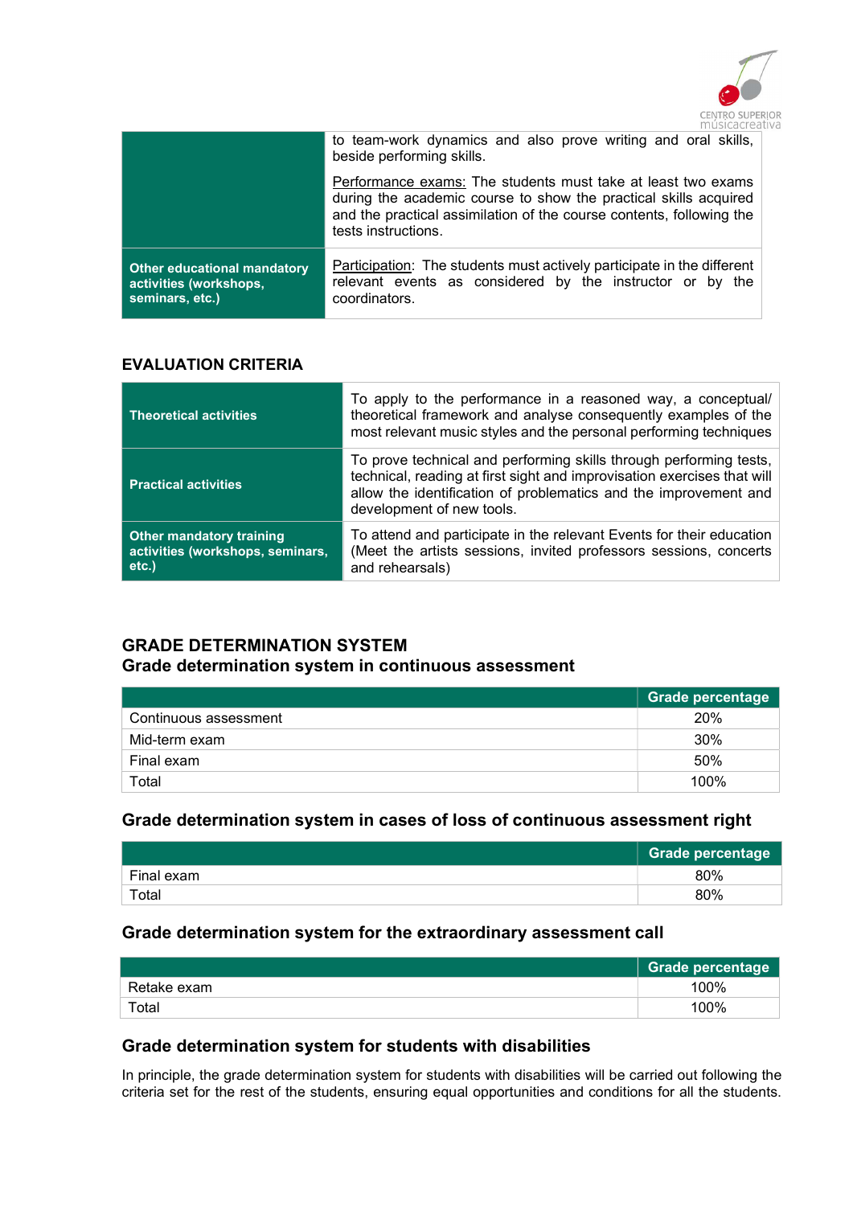| | |
|---|---|
| | to team-work dynamics and also prove writing and oral skills, beside performing skills.<br><br>Performance exams: The students must take at least two exams during the academic course to show the practical skills acquired and the practical assimilation of the course contents, following the tests instructions. |
| **Other educational mandatory activities (workshops, seminars, etc.)** | Participation: The students must actively participate in the different relevant events as considered by the instructor or by the coordinators. |

## EVALUATION CRITERIA

| | |
|---|---|
| **Theoretical activities** | To apply to the performance in a reasoned way, a conceptual/ theoretical framework and analyse consequently examples of the most relevant music styles and the personal performing techniques |
| **Practical activities** | To prove technical and performing skills through performing tests, technical, reading at first sight and improvisation exercises that will allow the identification of problematics and the improvement and development of new tools. |
| **Other mandatory training activities (workshops, seminars, etc.)** | To attend and participate in the relevant Events for their education (Meet the artists sessions, invited professors sessions, concerts and rehearsals) |

## GRADE DETERMINATION SYSTEM

### Grade determination system in continuous assessment

| | Grade percentage |
|---|---|
| Continuous assessment | 20% |
| Mid-term exam | 30% |
| Final exam | 50% |
| Total | 100% |

### Grade determination system in cases of loss of continuous assessment right

| | Grade percentage |
|---|---|
| Final exam | 80% |
| Total | 80% |

### Grade determination system for the extraordinary assessment call

| | Grade percentage |
|---|---|
| Retake exam | 100% |
| Total | 100% |

### Grade determination system for students with disabilities

In principle, the grade determination system for students with disabilities will be carried out following the criteria set for the rest of the students, ensuring equal opportunities and conditions for all the students.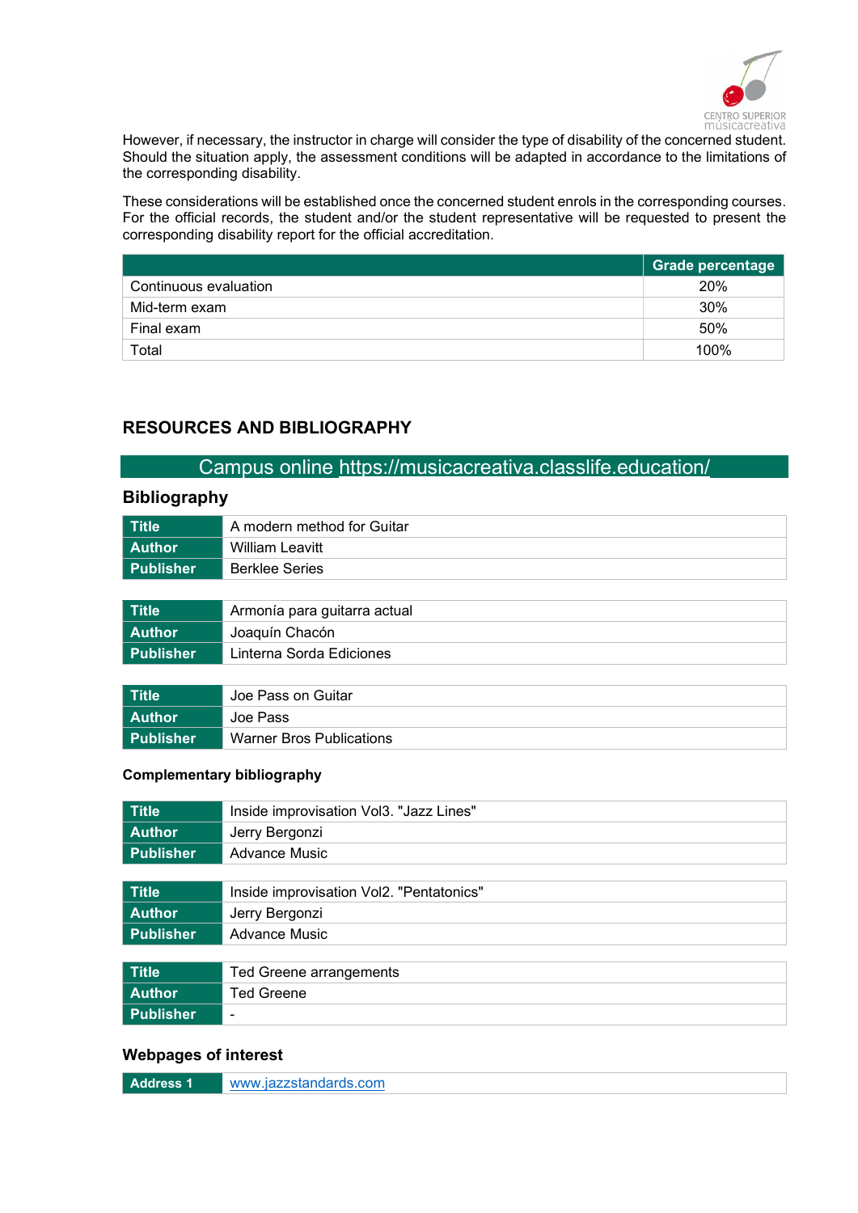However, if necessary, the instructor in charge will consider the type of disability of the concerned student. Should the situation apply, the assessment conditions will be adapted in accordance to the limitations of the corresponding disability.

These considerations will be established once the concerned student enrols in the corresponding courses. For the official records, the student and/or the student representative will be requested to present the corresponding disability report for the official accreditation.

| | Grade percentage |
|---|---|
| Continuous evaluation | 20% |
| Mid-term exam | 30% |
| Final exam | 50% |
| Total | 100% |

## RESOURCES AND BIBLIOGRAPHY

Campus online https://musicacreativa.classlife.education/

### Bibliography

| | |
|---|---|
| **Title** | A modern method for Guitar |
| **Author** | William Leavitt |
| **Publisher** | Berklee Series |

| | |
|---|---|
| **Title** | Armonía para guitarra actual |
| **Author** | Joaquín Chacón |
| **Publisher** | Linterna Sorda Ediciones |

| | |
|---|---|
| **Title** | Joe Pass on Guitar |
| **Author** | Joe Pass |
| **Publisher** | Warner Bros Publications |

#### Complementary bibliography

| | |
|---|---|
| **Title** | Inside improvisation Vol3. "Jazz Lines" |
| **Author** | Jerry Bergonzi |
| **Publisher** | Advance Music |

| | |
|---|---|
| **Title** | Inside improvisation Vol2. "Pentatonics" |
| **Author** | Jerry Bergonzi |
| **Publisher** | Advance Music |

| | |
|---|---|
| **Title** | Ted Greene arrangements |
| **Author** | Ted Greene |
| **Publisher** | - |

### Webpages of interest

| | |
|---|---|
| **Address 1** | www.jazzstandards.com |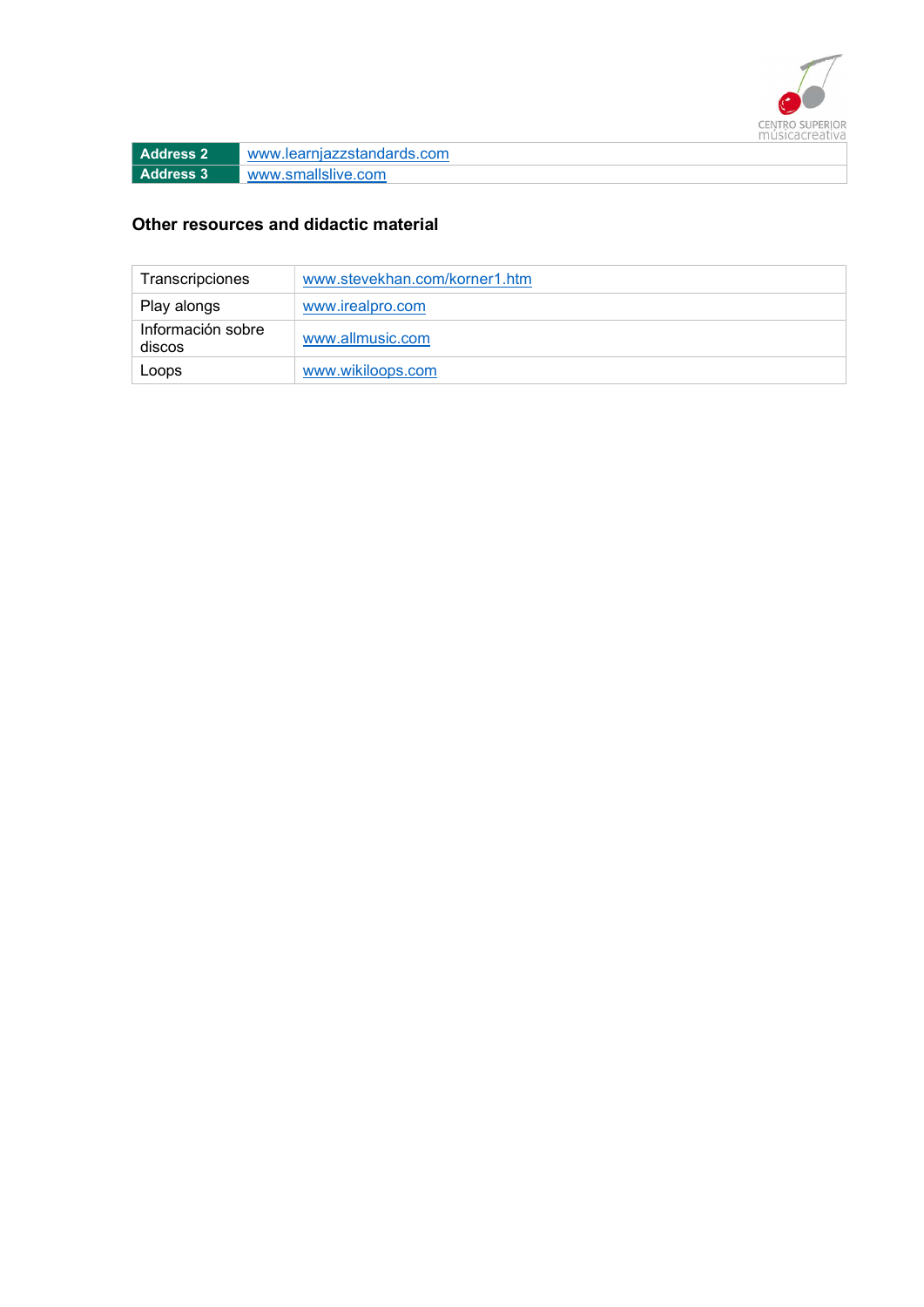| | |
|---|---|
| **Address 2** | www.learnjazzstandards.com |
| **Address 3** | www.smallslive.com |

### Other resources and didactic material

| | |
|---|---|
| Transcripciones | www.stevekhan.com/korner1.htm |
| Play alongs | www.irealpro.com |
| Información sobre discos | www.allmusic.com |
| Loops | www.wikiloops.com |